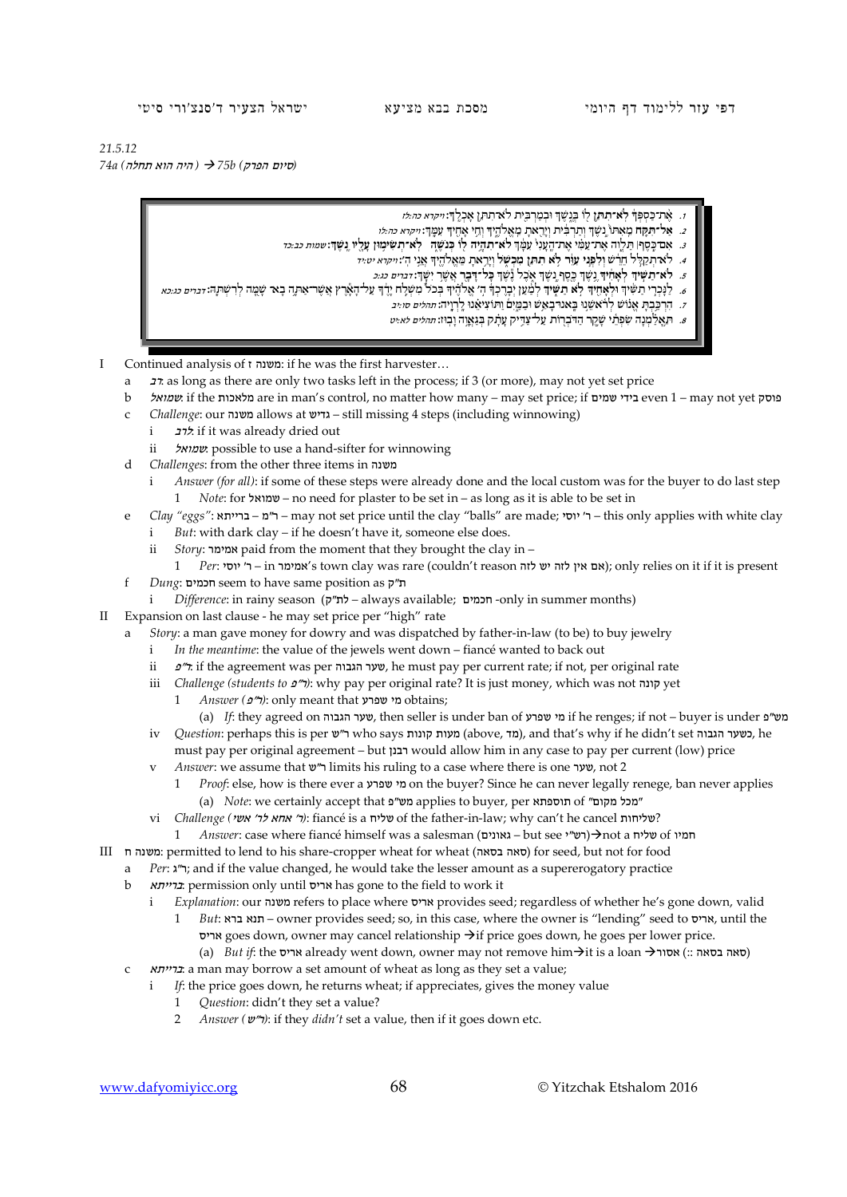21.5.12

74a (היה הוא תחלה) → 75b (סיום הפרק)

> 1. אֶת־כַּסְפְּךָ לֹא־תִתֵּן לוֹ בְּנֶשֶׁךְ וּבְמַרְבִּית לֹא־תִתֵּן אָכְלֶךָ: ויקרא כה:לז
> 2. אַל־תִּקַּח מֵאִתּוֹ נֶשֶׁךְ וְתַרְבִּית וְיָרֵאתָ מֵאֱלֹהֶיךָ וְחֵי אָחִיךָ עִמָּךְ: ויקרא כה:לו
> 3. אִם־כֶּסֶף תַּלְוֶה אֶת־עַמִּי אֶת־הֶעָנִי עִמָּךְ לֹא־תִהְיֶה לוֹ כְּנֹשֶׁה לֹא־תְשִׂימוּן עָלָיו נֶשֶׁךְ: שמות כב:כד
> 4. לֹא־תְקַלֵּל חֵרֵשׁ וְלִפְנֵי עִוֵּר לֹא תִתֵּן מִכְשֹׁל וְיָרֵאתָ מֵּאֱלֹהֶיךָ אֲנִי ה': ויקרא יט:יד
> 5. לֹא־תַשִּׁיךְ לְאָחִיךָ נֶשֶׁךְ כֶּסֶף נֶשֶׁךְ אֹכֶל נֶשֶׁךְ כָּל־דָּבָר אֲשֶׁר יִשָּׁךְ: דברים כג:כ
> 6. לַנָּכְרִי תַשִּׁיךְ וּלְאָחִיךָ לֹא תַשִּׁיךְ לְמַעַן יְבָרֶכְךָ ה' אֱלֹהֶיךָ בְּכֹל מִשְׁלַח יָדֶךָ עַל־הָאָרֶץ אֲשֶׁר־אַתָּה בָא שָׁמָּה לְרִשְׁתָּהּ: דברים כג:כא
> 7. הִרְכַּבְתָּ אֱנוֹשׁ לְרֹאשֵׁנוּ בָּאנוּ־בָאֵשׁ וּבַמַּיִם וַתּוֹצִיאֵנוּ לָרְוָיָה: תהלים סו:יב
> 8. תֵּאָלַמְנָה שִׂפְתֵי שָׁקֶר הַדֹּבְרוֹת עַל־צַדִּיק עָתָק בְּגַאֲוָה וָבוּז: תהלים לא:יט

- I Continued analysis of משנה ז: if he was the first harvester…
  - a *רב*: as long as there are only two tasks left in the process; if 3 (or more), may not yet set price
  - b *שמואל*: if the מלאכות are in man's control, no matter how many – may set price; if בידי שמים even 1 – may not yet פוסק
  - c *Challenge*: our משנה allows at גדיש – still missing 4 steps (including winnowing)
    - i *לרב*: if it was already dried out
    - ii *שמואל*: possible to use a hand-sifter for winnowing
  - d *Challenges*: from the other three items in משנה
    - i *Answer (for all)*: if some of these steps were already done and the local custom was for the buyer to do last step
      - 1 *Note*: for שמואל – no need for plaster to be set in – as long as it is able to be set in
  - e *Clay "eggs"*: ברייתא – ר"מ – may not set price until the clay "balls" are made; ר' יוסי – this only applies with white clay
    - i *But*: with dark clay – if he doesn't have it, someone else does.
    - ii *Story*: אמימר paid from the moment that they brought the clay in –
      - 1 *Per*: ר' יוסי – in אמימר's town clay was rare (couldn't reason אם אין לזה יש לזה); only relies on it if it is present
  - f *Dung*: חכמים seem to have same position as ת"ק
    - i *Difference*: in rainy season (לת"ק – always available; חכמים -only in summer months)
- II Expansion on last clause - he may set price per "high" rate
  - a *Story*: a man gave money for dowry and was dispatched by father-in-law (to be) to buy jewelry
    - i *In the meantime*: the value of the jewels went down – fiancé wanted to back out
    - ii *ר"פ*: if the agreement was per שער הגבוה, he must pay per current rate; if not, per original rate
    - iii *Challenge (students to ר"פ)*: why pay per original rate? It is just money, which was not קונה yet
      - 1 *Answer (ר"פ)*: only meant that מי שפרע obtains;
        - (a) *If*: they agreed on שער הגבוה, then seller is under ban of מי שפרע if he reneges; if not – buyer is under מש"פ
    - iv *Question*: perhaps this is per ר"ש who says מעות קונות (above, מד), and that's why if he didn't set כשער הגבוה, he must pay per original agreement – but רבנן would allow him in any case to pay per current (low) price
    - v *Answer*: we assume that ר"ש limits his ruling to a case where there is one שער, not 2
      - 1 *Proof*: else, how is there ever a מי שפרע on the buyer? Since he can never legally renege, ban never applies
        - (a) *Note*: we certainly accept that מש"פ applies to buyer, per תוספתא of "מכל מקום"
    - vi *Challenge (ר' אחא לר' אשי)*: fiancé is a שליח of the father-in-law; why can't he cancel שליחות?
      - 1 *Answer*: case where fiancé himself was a salesman (גאונים – but see רש"י)→not a שליח of חמיו
- III משנה ח: permitted to lend to his share-cropper wheat for wheat (סאה בסאה) for seed, but not for food
  - a *Per*: ר"ג; and if the value changed, he would take the lesser amount as a supererogatory practice
  - b *ברייתא*: permission only until אריס has gone to the field to work it
    - i *Explanation*: our משנה refers to place where אריס provides seed; regardless of whether he's gone down, valid
      - 1 *But*: תנא ברא – owner provides seed; so, in this case, where the owner is "lending" seed to אריס, until the אריס goes down, owner may cancel relationship →if price goes down, he goes per lower price.
        - (a) *But if*: the אריס already went down, owner may not remove him→it is a loan →אסור (:: סאה בסאה)
  - c *ברייתא*: a man may borrow a set amount of wheat as long as they set a value;
    - i *If*: the price goes down, he returns wheat; if appreciates, gives the money value
      - 1 *Question*: didn't they set a value?
      - 2 *Answer (ר"ש)*: if they *didn't* set a value, then if it goes down etc.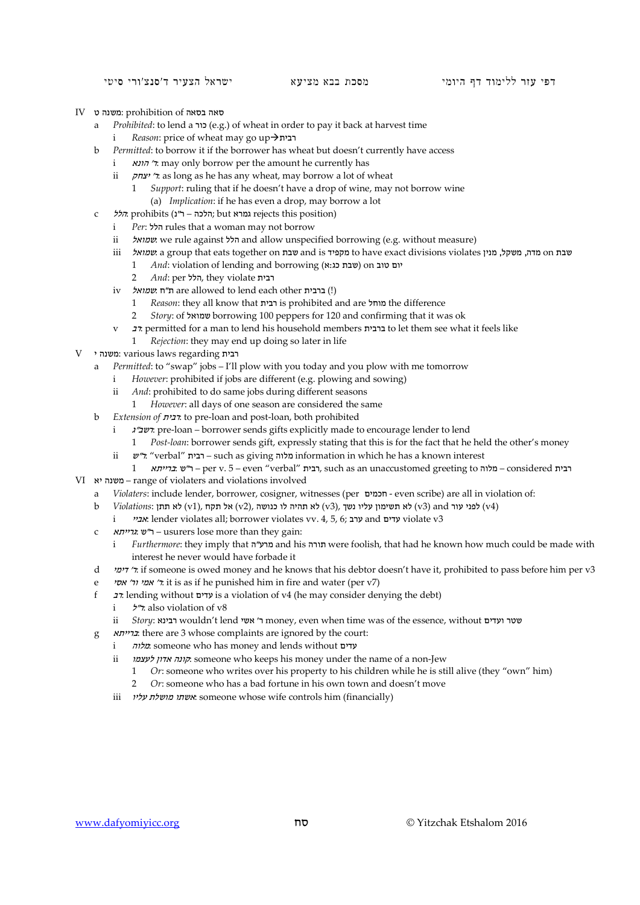- IV משנה ט: prohibition of סאה בסאה
  - a *Prohibited*: to lend a כור (e.g.) of wheat in order to pay it back at harvest time
    - i *Reason*: price of wheat may go up→רבית
  - b *Permitted*: to borrow it if the borrower has wheat but doesn't currently have access
    - i *ר' הונא*: may only borrow per the amount he currently has
    - ii *ר' יצחק*: as long as he has any wheat, may borrow a lot of wheat
      - 1 *Support*: ruling that if he doesn't have a drop of wine, may not borrow wine
        - (a) *Implication*: if he has even a drop, may borrow a lot
  - c *הלל*: prohibits (הלכה – ר"נ; but גמרא rejects this position)
    - i *Per*: הלל rules that a woman may not borrow
    - ii *שמואל*: we rule against הלל and allow unspecified borrowing (e.g. without measure)
    - iii *שמואל*: a group that eats together on שבת and is מקפיד to have exact divisions violates מדה, משקל, מנין on שבת
      - 1 *And*: violation of lending and borrowing (שבת כג:א) on יום טוב
      - 2 *And*: per הלל, they violate רבית
    - iv *שמואל*: ת"ח are allowed to lend each other ברבית (!)
      - 1 *Reason*: they all know that רבית is prohibited and are מוחל the difference
      - 2 *Story*: of שמואל borrowing 100 peppers for 120 and confirming that it was ok
    - v *רב*: permitted for a man to lend his household members ברבית to let them see what it feels like
      - 1 *Rejection*: they may end up doing so later in life
- V משנה י: various laws regarding רבית
  - a *Permitted*: to "swap" jobs – I'll plow with you today and you plow with me tomorrow
    - i *However*: prohibited if jobs are different (e.g. plowing and sowing)
    - ii *And*: prohibited to do same jobs during different seasons
      - 1 *However*: all days of one season are considered the same
  - b *Extension of רבית*: to pre-loan and post-loan, both prohibited
    - i *רשב"ג*: pre-loan – borrower sends gifts explicitly made to encourage lender to lend
      - 1 *Post-loan*: borrower sends gift, expressly stating that this is for the fact that he held the other's money
    - ii *ר"ש*: "verbal" רבית – such as giving מלוה information in which he has a known interest
      - 1 *ברייתא*: ר"ש – per v. 5 – even "verbal" רבית, such as an unaccustomed greeting to מלוה – considered רבית
- VI משנה יא – range of violaters and violations involved
  - a *Violaters*: include lender, borrower, cosigner, witnesses (per חכמים - even scribe) are all in violation of:
  - b *Violations*: לא תתן (v1), אל תקח (v2), לא תהיה לו כנושה (v3), לא תשימון עליו נשך (v3) and לפני עור (v4)
    - i *אביי*: lender violates all; borrower violates vv. 4, 5, 6; ערב and עדים violate v3
  - c *ברייתא*: ר"ש – usurers lose more than they gain:
    - i *Furthermore*: they imply that מרע"ה and his תורה were foolish, that had he known how much could be made with interest he never would have forbade it
  - d *ר' דימי*: if someone is owed money and he knows that his debtor doesn't have it, prohibited to pass before him per v3
  - e *ר' אמי ור' אסי*: it is as if he punished him in fire and water (per v7)
  - f *רב*: lending without עדים is a violation of v4 (he may consider denying the debt)
    - i *ר"ל*: also violation of v8
    - ii *Story*: רבינא wouldn't lend ר' אשי money, even when time was of the essence, without שטר ועדים
  - g *ברייתא*: there are 3 whose complaints are ignored by the court:
    - i *מלוה*: someone who has money and lends without עדים
    - ii *קונה אדון לעצמו*: someone who keeps his money under the name of a non-Jew
      - 1 *Or*: someone who writes over his property to his children while he is still alive (they "own" him)
      - 2 *Or*: someone who has a bad fortune in his own town and doesn't move
    - iii *אשתו מושלת עליו*: someone whose wife controls him (financially)